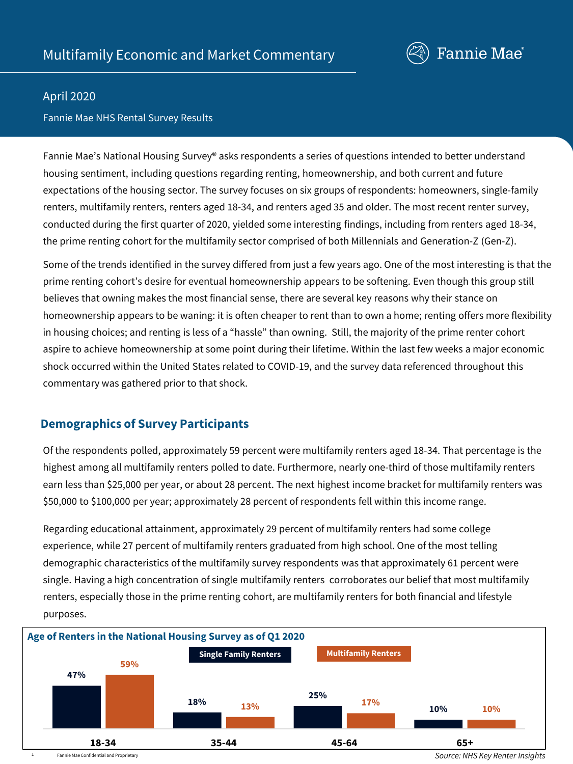# Multifamily Economic and Market Commentary

April 2020

Fannie Mae NHS Rental Survey Results

Fannie Mae's National Housing Survey® asks respondents a series of questions intended to better understand housing sentiment, including questions regarding renting, homeownership, and both current and future expectations of the housing sector. The survey focuses on six groups of respondents: homeowners, single-family renters, multifamily renters, renters aged 18-34, and renters aged 35 and older. The most recent renter survey, conducted during the first quarter of 2020, yielded some interesting findings, including from renters aged 18-34, the prime renting cohort for the multifamily sector comprised of both Millennials and Generation-Z (Gen-Z).

Some of the trends identified in the survey differed from just a few years ago. One of the most interesting is that the prime renting cohort's desire for eventual homeownership appears to be softening. Even though this group still believes that owning makes the most financial sense, there are several key reasons why their stance on homeownership appears to be waning: it is often cheaper to rent than to own a home; renting offers more flexibility in housing choices; and renting is less of a "hassle" than owning. Still, the majority of the prime renter cohort aspire to achieve homeownership at some point during their lifetime. Within the last few weeks a major economic shock occurred within the United States related to COVID-19, and the survey data referenced throughout this commentary was gathered prior to that shock.

## Demographics of Survey Participants

Of the respondents polled, approximately 59 percent were multifamily renters aged 18-34. That percentage is the highest among all multifamily renters polled to date. Furthermore, nearly one-third of those multifamily renters earn less than $25,000 per year, or about 28 percent. The next highest income bracket for multifamily renters was $50,000 to $100,000 per year; approximately 28 percent of respondents fell within this income range.

Regarding educational attainment, approximately 29 percent of multifamily renters had some college experience, while 27 percent of multifamily renters graduated from high school. One of the most telling demographic characteristics of the multifamily survey respondents was that approximately 61 percent were single. Having a high concentration of single multifamily renters corroborates our belief that most multifamily renters, especially those in the prime renting cohort, are multifamily renters for both financial and lifestyle purposes.

**Age of Renters in the National Housing Survey as of Q1 2020**

| Age | Single Family Renters | Multifamily Renters |
|---|---|---|
| 18-34 | 47% | 59% |
| 35-44 | 18% | 13% |
| 45-64 | 25% | 17% |
| 65+ | 10% | 10% |

*Source: NHS Key Renter Insights*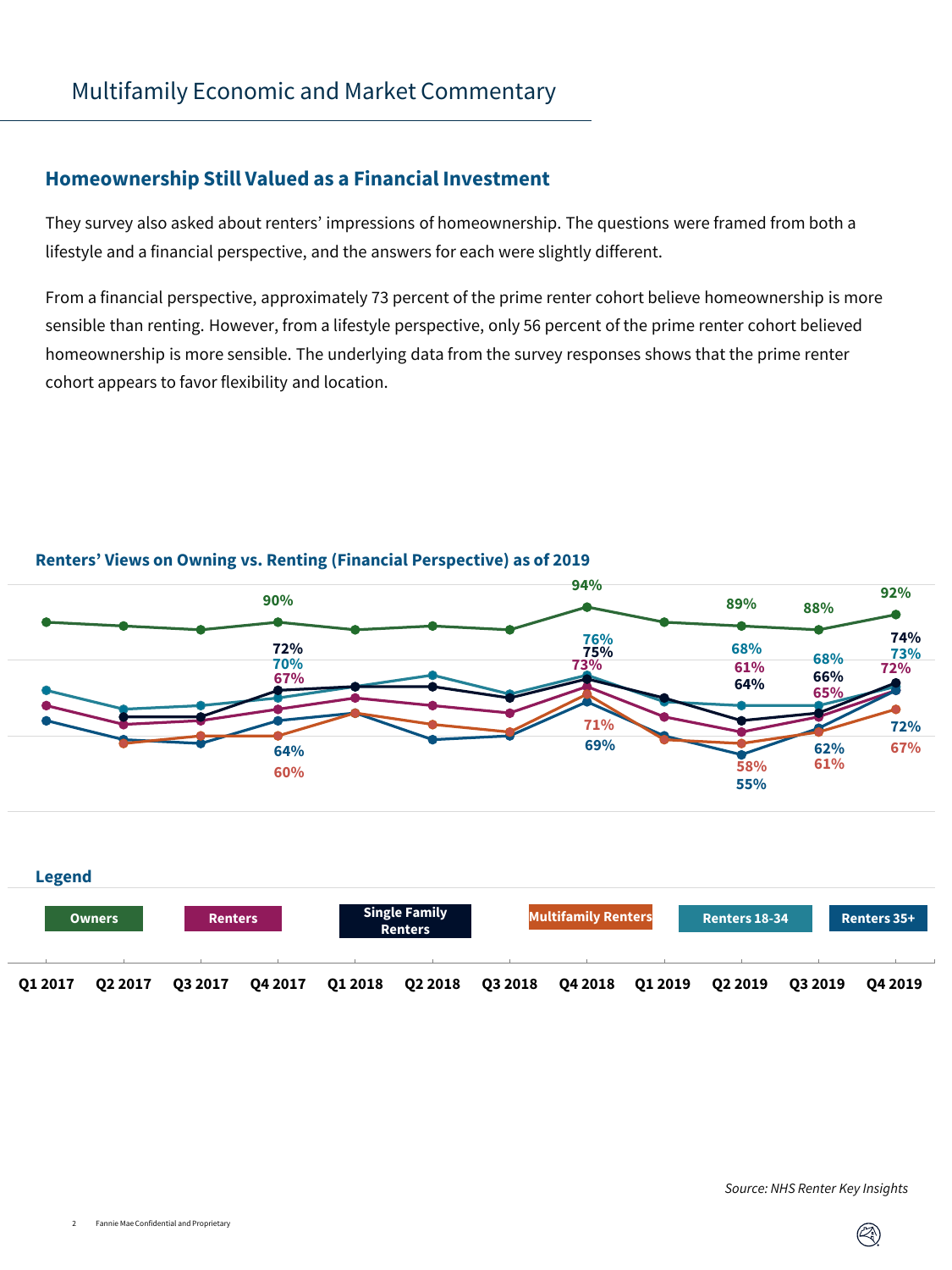## Multifamily Economic and Market Commentary

### Homeownership Still Valued as a Financial Investment

They survey also asked about renters' impressions of homeownership. The questions were framed from both a lifestyle and a financial perspective, and the answers for each were slightly different.

From a financial perspective, approximately 73 percent of the prime renter cohort believe homeownership is more sensible than renting. However, from a lifestyle perspective, only 56 percent of the prime renter cohort believed homeownership is more sensible. The underlying data from the survey responses shows that the prime renter cohort appears to favor flexibility and location.

**Renters' Views on Owning vs. Renting (Financial Perspective) as of 2019**

| | Q4 2017 | Q4 2018 | Q2 2019 | Q3 2019 | Q4 2019 |
|---|---|---|---|---|---|
| Owners | 90% | 94% | 89% | 88% | 92% |
| Renters | 67% | 73% | 61% | 65% | 72% |
| Single Family Renters | 72% | 75% | 64% | 66% | 74% |
| Multifamily Renters | 60% | 71% | 58% | 61% | 67% |
| Renters 18-34 | 70% | 76% | 68% | 68% | 73% |
| Renters 35+ | 64% | 69% | 55% | 62% | 72% |

Legend: Owners, Renters, Single Family Renters, Multifamily Renters, Renters 18-34, Renters 35+

Q1 2017, Q2 2017, Q3 2017, Q4 2017, Q1 2018, Q2 2018, Q3 2018, Q4 2018, Q1 2019, Q2 2019, Q3 2019, Q4 2019

*Source: NHS Renter Key Insights*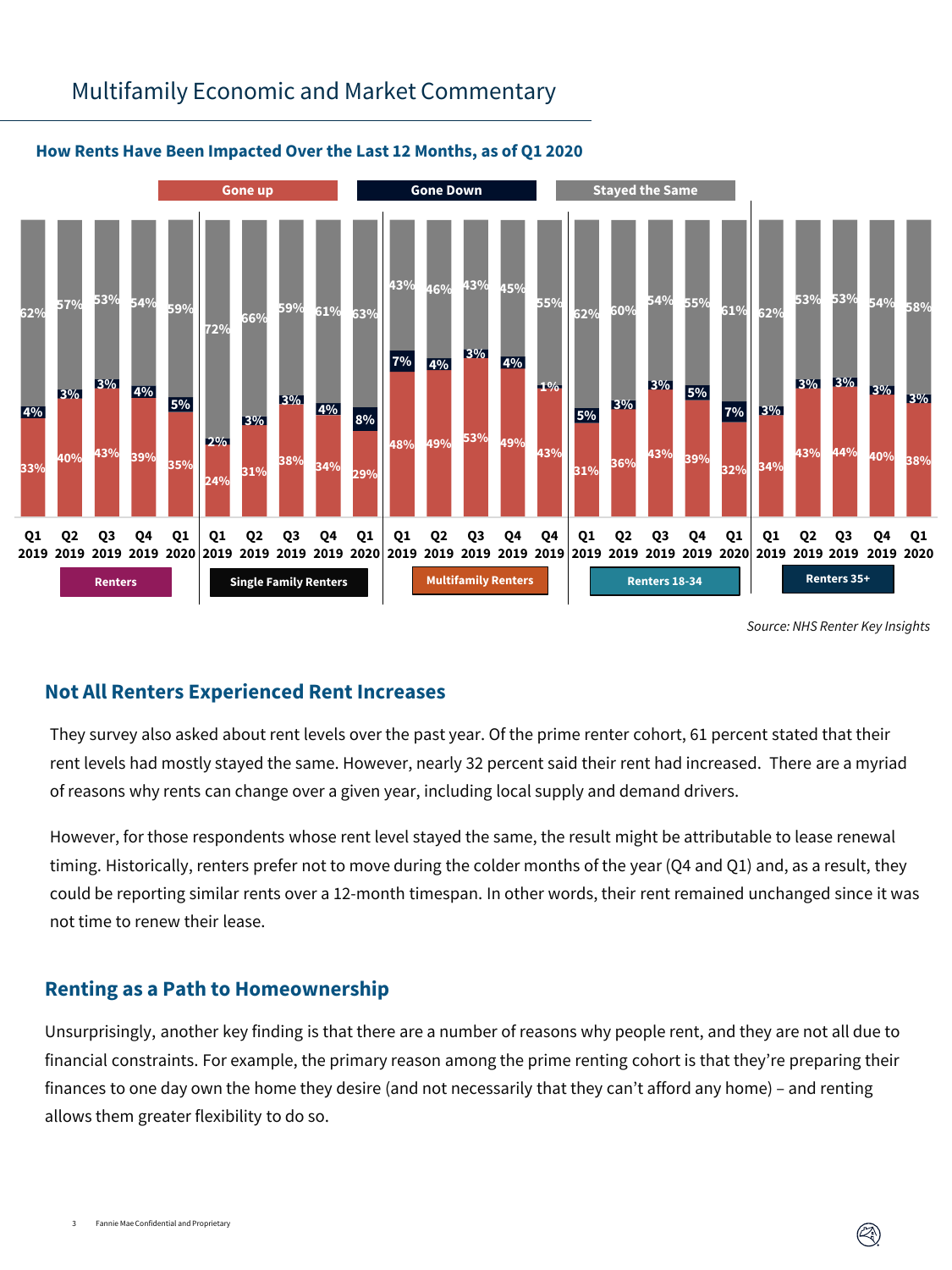# Multifamily Economic and Market Commentary

### How Rents Have Been Impacted Over the Last 12 Months, as of Q1 2020

| Group | Quarter | Gone up | Gone Down | Stayed the Same |
|---|---|---|---|---|
| Renters | Q1 2019 | 33% | 4% | 62% |
| Renters | Q2 2019 | 40% | 3% | 57% |
| Renters | Q3 2019 | 43% | 3% | 53% |
| Renters | Q4 2019 | 39% | 4% | 54% |
| Renters | Q1 2020 | 35% | 5% | 59% |
| Single Family Renters | Q1 2019 | 24% | 2% | 72% |
| Single Family Renters | Q2 2019 | 31% | 3% | 66% |
| Single Family Renters | Q3 2019 | 38% | 3% | 59% |
| Single Family Renters | Q4 2019 | 34% | 4% | 61% |
| Single Family Renters | Q1 2020 | 29% | 8% | 63% |
| Multifamily Renters | Q1 2019 | 48% | 7% | 43% |
| Multifamily Renters | Q2 2019 | 49% | 4% | 46% |
| Multifamily Renters | Q3 2019 | 53% | 3% | 43% |
| Multifamily Renters | Q4 2019 | 49% | 4% | 45% |
| Multifamily Renters | Q4 2019 | 43% | 1% | 55% |
| Renters 18-34 | Q1 2019 | 31% | 5% | 62% |
| Renters 18-34 | Q2 2019 | 36% | 3% | 60% |
| Renters 18-34 | Q3 2019 | 43% | 3% | 54% |
| Renters 18-34 | Q4 2019 | 39% | 5% | 55% |
| Renters 18-34 | Q1 2020 | 32% | 7% | 61% |
| Renters 35+ | Q1 2019 | 34% | 3% | 62% |
| Renters 35+ | Q2 2019 | 43% | 3% | 53% |
| Renters 35+ | Q3 2019 | 44% | 3% | 53% |
| Renters 35+ | Q4 2019 | 40% | 3% | 54% |
| Renters 35+ | Q1 2020 | 38% | 3% | 58% |

*Source: NHS Renter Key Insights*

## Not All Renters Experienced Rent Increases

They survey also asked about rent levels over the past year. Of the prime renter cohort, 61 percent stated that their rent levels had mostly stayed the same. However, nearly 32 percent said their rent had increased. There are a myriad of reasons why rents can change over a given year, including local supply and demand drivers.

However, for those respondents whose rent level stayed the same, the result might be attributable to lease renewal timing. Historically, renters prefer not to move during the colder months of the year (Q4 and Q1) and, as a result, they could be reporting similar rents over a 12-month timespan. In other words, their rent remained unchanged since it was not time to renew their lease.

## Renting as a Path to Homeownership

Unsurprisingly, another key finding is that there are a number of reasons why people rent, and they are not all due to financial constraints. For example, the primary reason among the prime renting cohort is that they're preparing their finances to one day own the home they desire (and not necessarily that they can't afford any home) – and renting allows them greater flexibility to do so.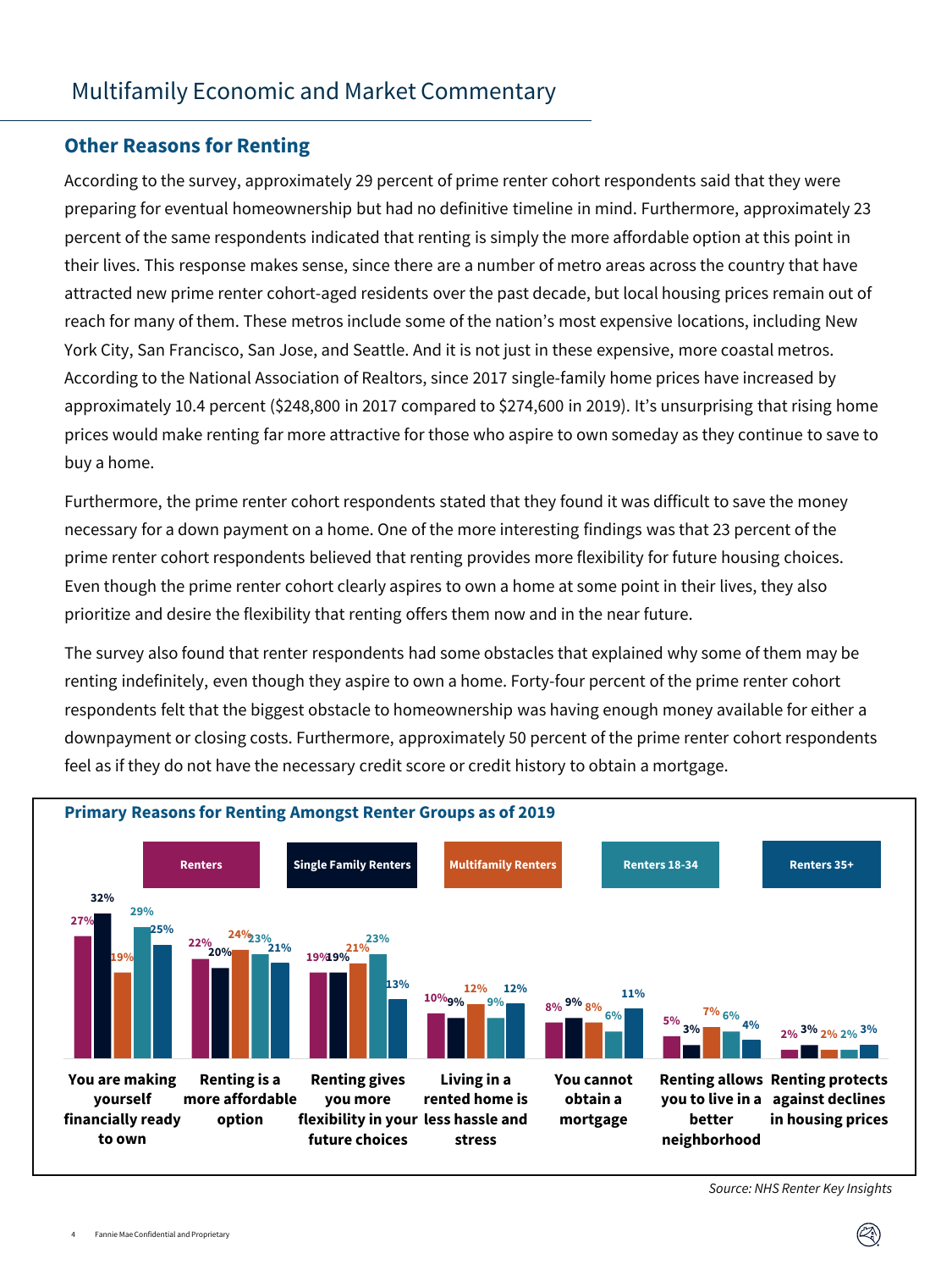# Multifamily Economic and Market Commentary

## Other Reasons for Renting

According to the survey, approximately 29 percent of prime renter cohort respondents said that they were preparing for eventual homeownership but had no definitive timeline in mind. Furthermore, approximately 23 percent of the same respondents indicated that renting is simply the more affordable option at this point in their lives. This response makes sense, since there are a number of metro areas across the country that have attracted new prime renter cohort-aged residents over the past decade, but local housing prices remain out of reach for many of them. These metros include some of the nation's most expensive locations, including New York City, San Francisco, San Jose, and Seattle. And it is not just in these expensive, more coastal metros. According to the National Association of Realtors, since 2017 single-family home prices have increased by approximately 10.4 percent ($248,800 in 2017 compared to $274,600 in 2019). It's unsurprising that rising home prices would make renting far more attractive for those who aspire to own someday as they continue to save to buy a home.

Furthermore, the prime renter cohort respondents stated that they found it was difficult to save the money necessary for a down payment on a home. One of the more interesting findings was that 23 percent of the prime renter cohort respondents believed that renting provides more flexibility for future housing choices. Even though the prime renter cohort clearly aspires to own a home at some point in their lives, they also prioritize and desire the flexibility that renting offers them now and in the near future.

The survey also found that renter respondents had some obstacles that explained why some of them may be renting indefinitely, even though they aspire to own a home. Forty-four percent of the prime renter cohort respondents felt that the biggest obstacle to homeownership was having enough money available for either a downpayment or closing costs. Furthermore, approximately 50 percent of the prime renter cohort respondents feel as if they do not have the necessary credit score or credit history to obtain a mortgage.

**Primary Reasons for Renting Amongst Renter Groups as of 2019**

| Reason | Renters | Single Family Renters | Multifamily Renters | Renters 18-34 | Renters 35+ |
|---|---|---|---|---|---|
| You are making yourself financially ready to own | 27% | 32% | 19% | 29% | 25% |
| Renting is a more affordable option | 22% | 20% | 24% | 23% | 21% |
| Renting gives you more flexibility in your future choices | 19% | 19% | 21% | 23% | 13% |
| Living in a rented home is less hassle and stress | 10% | 9% | 12% | 9% | 12% |
| You cannot obtain a mortgage | 8% | 9% | 8% | 6% | 11% |
| Renting allows you to live in a better neighborhood | 5% | 3% | 7% | 6% | 4% |
| Renting protects against declines in housing prices | 2% | 3% | 2% | 2% | 3% |

*Source: NHS Renter Key Insights*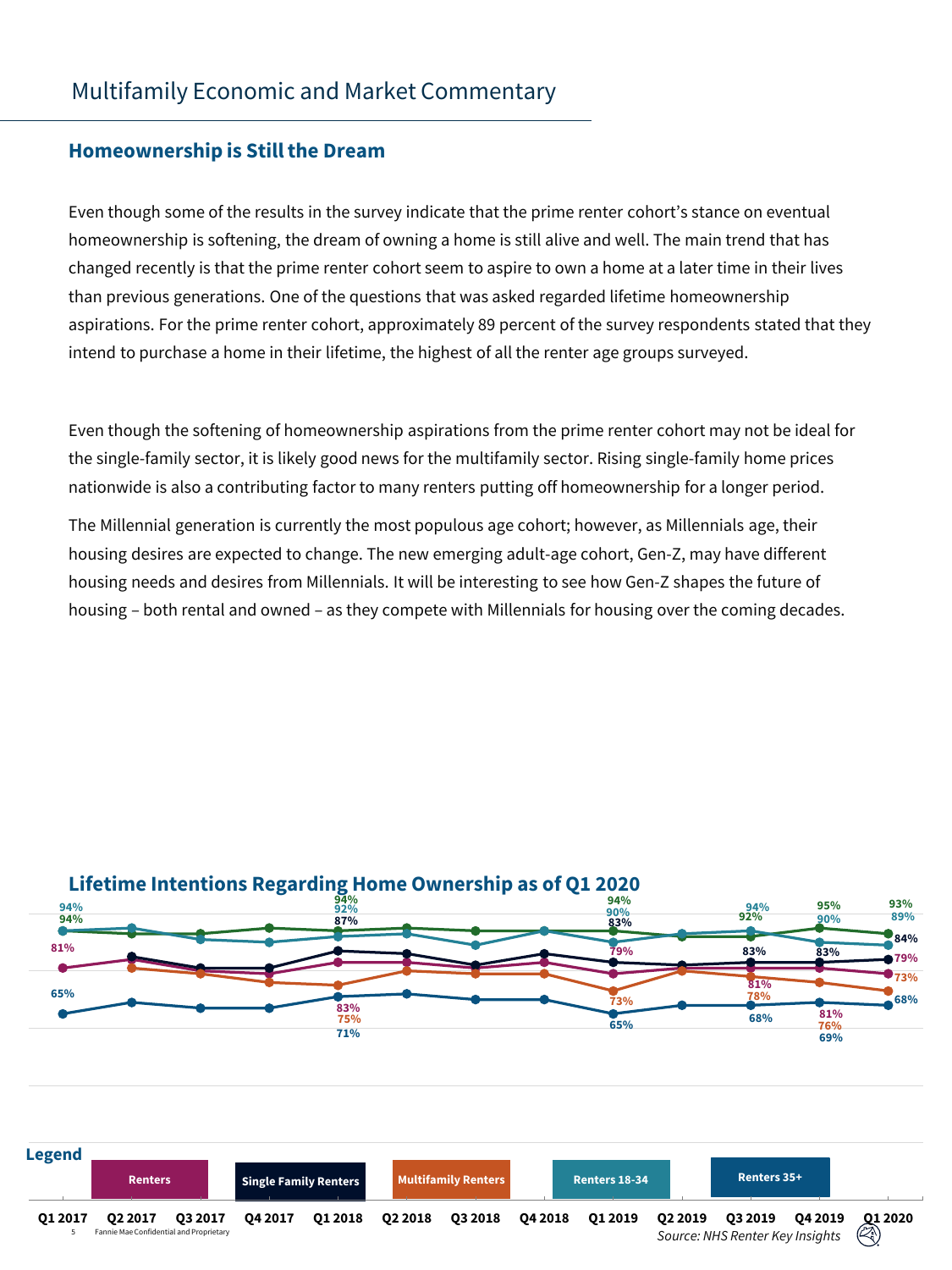# Multifamily Economic and Market Commentary

## Homeownership is Still the Dream

Even though some of the results in the survey indicate that the prime renter cohort's stance on eventual homeownership is softening, the dream of owning a home is still alive and well. The main trend that has changed recently is that the prime renter cohort seem to aspire to own a home at a later time in their lives than previous generations. One of the questions that was asked regarded lifetime homeownership aspirations. For the prime renter cohort, approximately 89 percent of the survey respondents stated that they intend to purchase a home in their lifetime, the highest of all the renter age groups surveyed.

Even though the softening of homeownership aspirations from the prime renter cohort may not be ideal for the single-family sector, it is likely good news for the multifamily sector. Rising single-family home prices nationwide is also a contributing factor to many renters putting off homeownership for a longer period.

The Millennial generation is currently the most populous age cohort; however, as Millennials age, their housing desires are expected to change. The new emerging adult-age cohort, Gen-Z, may have different housing needs and desires from Millennials. It will be interesting to see how Gen-Z shapes the future of housing – both rental and owned – as they compete with Millennials for housing over the coming decades.

### Lifetime Intentions Regarding Home Ownership as of Q1 2020

Legend: Renters, Single Family Renters, Multifamily Renters, Renters 18-34, Renters 35+

| | Q1 2017 | Q1 2018 | Q1 2019 | Q3 2019 | Q4 2019 | Q1 2020 |
|---|---|---|---|---|---|---|
| (green line) | 94% | 94% | 94% | 92% | 95% | 93% |
| Renters 18-34 | 94% | 92% | 90% | 94% | 90% | 89% |
| Single Family Renters | | 87% | 83% | 83% | 83% | 84% |
| Renters | 81% | 83% | 79% | 81% | 81% | 79% |
| Multifamily Renters | | 75% | 73% | 78% | 76% | 73% |
| Renters 35+ | 65% | 71% | 65% | 68% | 69% | 68% |

Source: NHS Renter Key Insights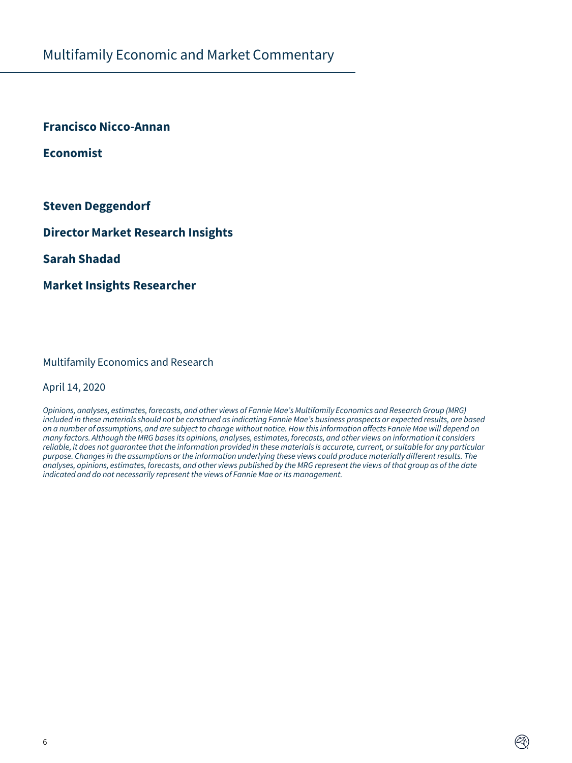# Multifamily Economic and Market Commentary

**Francisco Nicco-Annan**

**Economist**

**Steven Deggendorf**

**Director Market Research Insights**

**Sarah Shadad**

**Market Insights Researcher**

Multifamily Economics and Research

April 14, 2020

*Opinions, analyses, estimates, forecasts, and other views of Fannie Mae's Multifamily Economics and Research Group (MRG) included in these materials should not be construed as indicating Fannie Mae's business prospects or expected results, are based on a number of assumptions, and are subject to change without notice. How this information affects Fannie Mae will depend on many factors. Although the MRG bases its opinions, analyses, estimates, forecasts, and other views on information it considers reliable, it does not guarantee that the information provided in these materials is accurate, current, or suitable for any particular purpose. Changes in the assumptions or the information underlying these views could produce materially different results. The analyses, opinions, estimates, forecasts, and other views published by the MRG represent the views of that group as of the date indicated and do not necessarily represent the views of Fannie Mae or its management.*